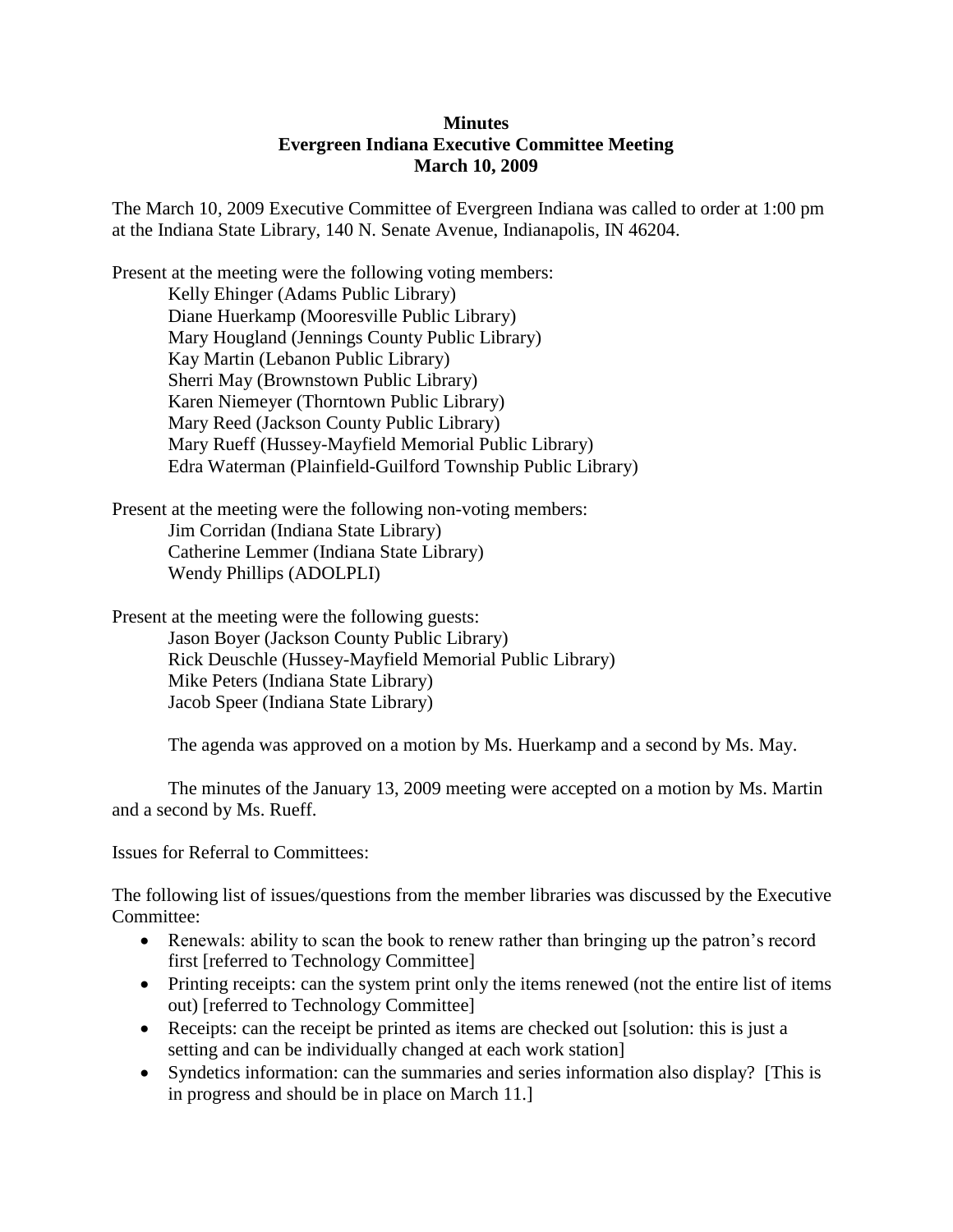**Minutes**
**Evergreen Indiana Executive Committee Meeting**
**March 10, 2009**

The March 10, 2009 Executive Committee of Evergreen Indiana was called to order at 1:00 pm at the Indiana State Library, 140 N. Senate Avenue, Indianapolis, IN 46204.

Present at the meeting were the following voting members:

- Kelly Ehinger (Adams Public Library)
- Diane Huerkamp (Mooresville Public Library)
- Mary Hougland (Jennings County Public Library)
- Kay Martin (Lebanon Public Library)
- Sherri May (Brownstown Public Library)
- Karen Niemeyer (Thorntown Public Library)
- Mary Reed (Jackson County Public Library)
- Mary Rueff (Hussey-Mayfield Memorial Public Library)
- Edra Waterman (Plainfield-Guilford Township Public Library)

Present at the meeting were the following non-voting members:

- Jim Corridan (Indiana State Library)
- Catherine Lemmer (Indiana State Library)
- Wendy Phillips (ADOLPLI)

Present at the meeting were the following guests:

- Jason Boyer (Jackson County Public Library)
- Rick Deuschle (Hussey-Mayfield Memorial Public Library)
- Mike Peters (Indiana State Library)
- Jacob Speer (Indiana State Library)

The agenda was approved on a motion by Ms. Huerkamp and a second by Ms. May.

The minutes of the January 13, 2009 meeting were accepted on a motion by Ms. Martin and a second by Ms. Rueff.

Issues for Referral to Committees:

The following list of issues/questions from the member libraries was discussed by the Executive Committee:

- Renewals: ability to scan the book to renew rather than bringing up the patron's record first [referred to Technology Committee]
- Printing receipts: can the system print only the items renewed (not the entire list of items out) [referred to Technology Committee]
- Receipts: can the receipt be printed as items are checked out [solution: this is just a setting and can be individually changed at each work station]
- Syndetics information: can the summaries and series information also display? [This is in progress and should be in place on March 11.]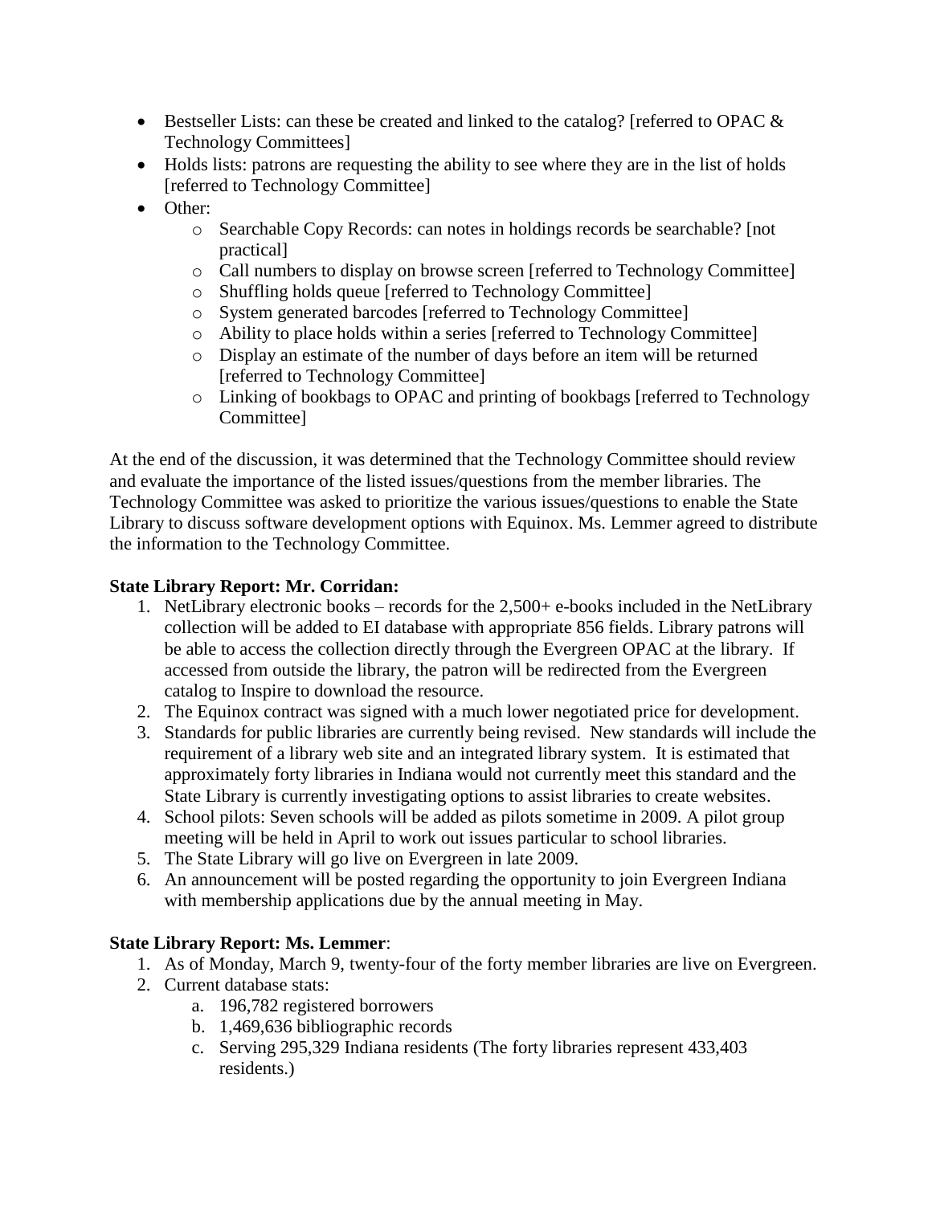- Bestseller Lists: can these be created and linked to the catalog? [referred to OPAC & Technology Committees]
- Holds lists: patrons are requesting the ability to see where they are in the list of holds [referred to Technology Committee]
- Other:
  - Searchable Copy Records: can notes in holdings records be searchable? [not practical]
  - Call numbers to display on browse screen [referred to Technology Committee]
  - Shuffling holds queue [referred to Technology Committee]
  - System generated barcodes [referred to Technology Committee]
  - Ability to place holds within a series [referred to Technology Committee]
  - Display an estimate of the number of days before an item will be returned [referred to Technology Committee]
  - Linking of bookbags to OPAC and printing of bookbags [referred to Technology Committee]

At the end of the discussion, it was determined that the Technology Committee should review and evaluate the importance of the listed issues/questions from the member libraries. The Technology Committee was asked to prioritize the various issues/questions to enable the State Library to discuss software development options with Equinox. Ms. Lemmer agreed to distribute the information to the Technology Committee.

**State Library Report: Mr. Corridan:**

1. NetLibrary electronic books – records for the 2,500+ e-books included in the NetLibrary collection will be added to EI database with appropriate 856 fields. Library patrons will be able to access the collection directly through the Evergreen OPAC at the library. If accessed from outside the library, the patron will be redirected from the Evergreen catalog to Inspire to download the resource.
2. The Equinox contract was signed with a much lower negotiated price for development.
3. Standards for public libraries are currently being revised. New standards will include the requirement of a library web site and an integrated library system. It is estimated that approximately forty libraries in Indiana would not currently meet this standard and the State Library is currently investigating options to assist libraries to create websites.
4. School pilots: Seven schools will be added as pilots sometime in 2009. A pilot group meeting will be held in April to work out issues particular to school libraries.
5. The State Library will go live on Evergreen in late 2009.
6. An announcement will be posted regarding the opportunity to join Evergreen Indiana with membership applications due by the annual meeting in May.

**State Library Report: Ms. Lemmer**:

1. As of Monday, March 9, twenty-four of the forty member libraries are live on Evergreen.
2. Current database stats:
   a. 196,782 registered borrowers
   b. 1,469,636 bibliographic records
   c. Serving 295,329 Indiana residents (The forty libraries represent 433,403 residents.)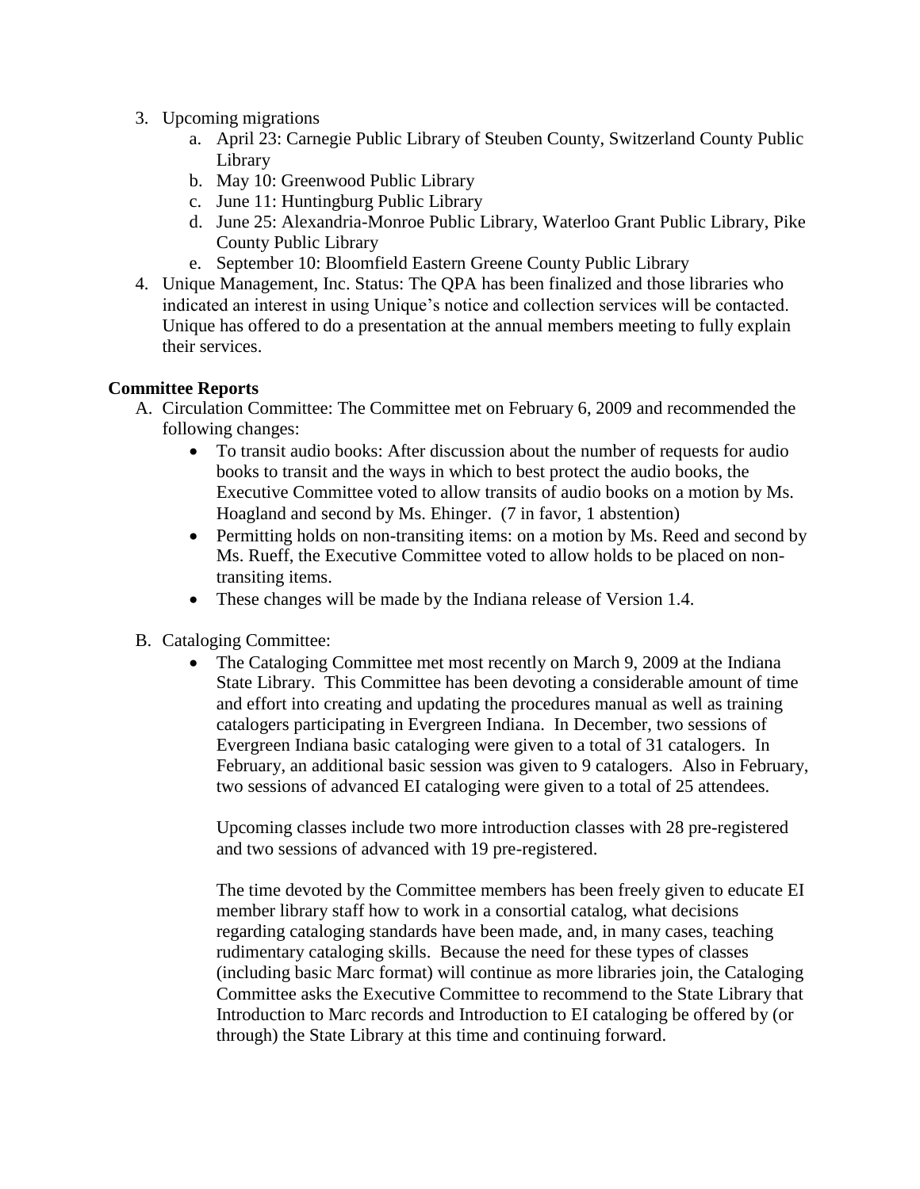3. Upcoming migrations
    a. April 23: Carnegie Public Library of Steuben County, Switzerland County Public Library
    b. May 10: Greenwood Public Library
    c. June 11: Huntingburg Public Library
    d. June 25: Alexandria-Monroe Public Library, Waterloo Grant Public Library, Pike County Public Library
    e. September 10: Bloomfield Eastern Greene County Public Library
4. Unique Management, Inc. Status: The QPA has been finalized and those libraries who indicated an interest in using Unique's notice and collection services will be contacted. Unique has offered to do a presentation at the annual members meeting to fully explain their services.

**Committee Reports**

A. Circulation Committee: The Committee met on February 6, 2009 and recommended the following changes:
    - To transit audio books: After discussion about the number of requests for audio books to transit and the ways in which to best protect the audio books, the Executive Committee voted to allow transits of audio books on a motion by Ms. Hoagland and second by Ms. Ehinger. (7 in favor, 1 abstention)
    - Permitting holds on non-transiting items: on a motion by Ms. Reed and second by Ms. Rueff, the Executive Committee voted to allow holds to be placed on non-transiting items.
    - These changes will be made by the Indiana release of Version 1.4.

B. Cataloging Committee:
    - The Cataloging Committee met most recently on March 9, 2009 at the Indiana State Library. This Committee has been devoting a considerable amount of time and effort into creating and updating the procedures manual as well as training catalogers participating in Evergreen Indiana. In December, two sessions of Evergreen Indiana basic cataloging were given to a total of 31 catalogers. In February, an additional basic session was given to 9 catalogers. Also in February, two sessions of advanced EI cataloging were given to a total of 25 attendees.

      Upcoming classes include two more introduction classes with 28 pre-registered and two sessions of advanced with 19 pre-registered.

      The time devoted by the Committee members has been freely given to educate EI member library staff how to work in a consortial catalog, what decisions regarding cataloging standards have been made, and, in many cases, teaching rudimentary cataloging skills. Because the need for these types of classes (including basic Marc format) will continue as more libraries join, the Cataloging Committee asks the Executive Committee to recommend to the State Library that Introduction to Marc records and Introduction to EI cataloging be offered by (or through) the State Library at this time and continuing forward.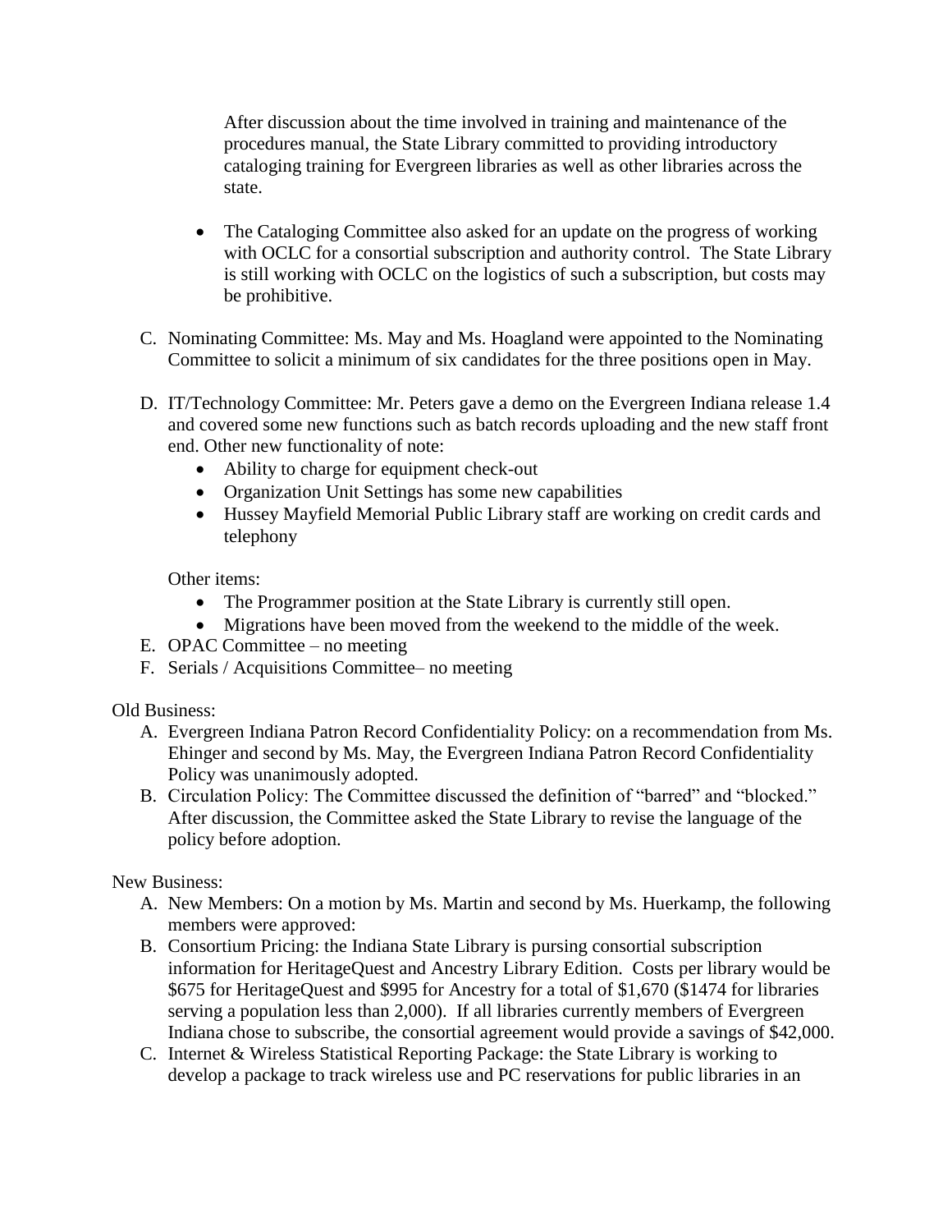After discussion about the time involved in training and maintenance of the procedures manual, the State Library committed to providing introductory cataloging training for Evergreen libraries as well as other libraries across the state.

- The Cataloging Committee also asked for an update on the progress of working with OCLC for a consortial subscription and authority control. The State Library is still working with OCLC on the logistics of such a subscription, but costs may be prohibitive.

C. Nominating Committee: Ms. May and Ms. Hoagland were appointed to the Nominating Committee to solicit a minimum of six candidates for the three positions open in May.

D. IT/Technology Committee: Mr. Peters gave a demo on the Evergreen Indiana release 1.4 and covered some new functions such as batch records uploading and the new staff front end. Other new functionality of note:
   - Ability to charge for equipment check-out
   - Organization Unit Settings has some new capabilities
   - Hussey Mayfield Memorial Public Library staff are working on credit cards and telephony

   Other items:
   - The Programmer position at the State Library is currently still open.
   - Migrations have been moved from the weekend to the middle of the week.

E. OPAC Committee – no meeting
F. Serials / Acquisitions Committee– no meeting

Old Business:

A. Evergreen Indiana Patron Record Confidentiality Policy: on a recommendation from Ms. Ehinger and second by Ms. May, the Evergreen Indiana Patron Record Confidentiality Policy was unanimously adopted.
B. Circulation Policy: The Committee discussed the definition of "barred" and "blocked." After discussion, the Committee asked the State Library to revise the language of the policy before adoption.

New Business:

A. New Members: On a motion by Ms. Martin and second by Ms. Huerkamp, the following members were approved:
B. Consortium Pricing: the Indiana State Library is pursing consortial subscription information for HeritageQuest and Ancestry Library Edition. Costs per library would be $675 for HeritageQuest and $995 for Ancestry for a total of $1,670 ($1474 for libraries serving a population less than 2,000). If all libraries currently members of Evergreen Indiana chose to subscribe, the consortial agreement would provide a savings of $42,000.
C. Internet & Wireless Statistical Reporting Package: the State Library is working to develop a package to track wireless use and PC reservations for public libraries in an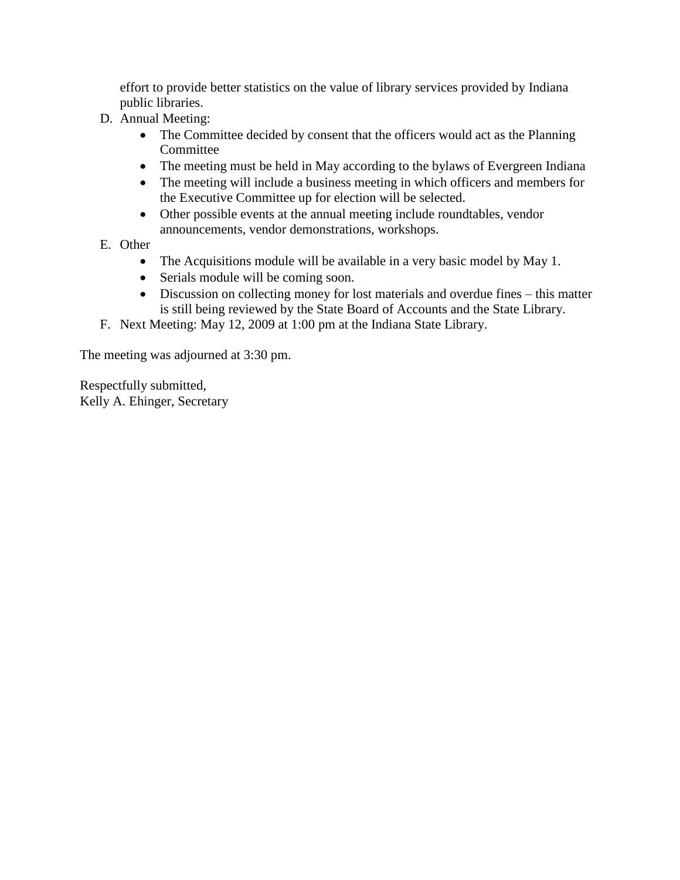effort to provide better statistics on the value of library services provided by Indiana public libraries.

D. Annual Meeting:
    - The Committee decided by consent that the officers would act as the Planning Committee
    - The meeting must be held in May according to the bylaws of Evergreen Indiana
    - The meeting will include a business meeting in which officers and members for the Executive Committee up for election will be selected.
    - Other possible events at the annual meeting include roundtables, vendor announcements, vendor demonstrations, workshops.
E. Other
    - The Acquisitions module will be available in a very basic model by May 1.
    - Serials module will be coming soon.
    - Discussion on collecting money for lost materials and overdue fines – this matter is still being reviewed by the State Board of Accounts and the State Library.
F. Next Meeting: May 12, 2009 at 1:00 pm at the Indiana State Library.

The meeting was adjourned at 3:30 pm.

Respectfully submitted,
Kelly A. Ehinger, Secretary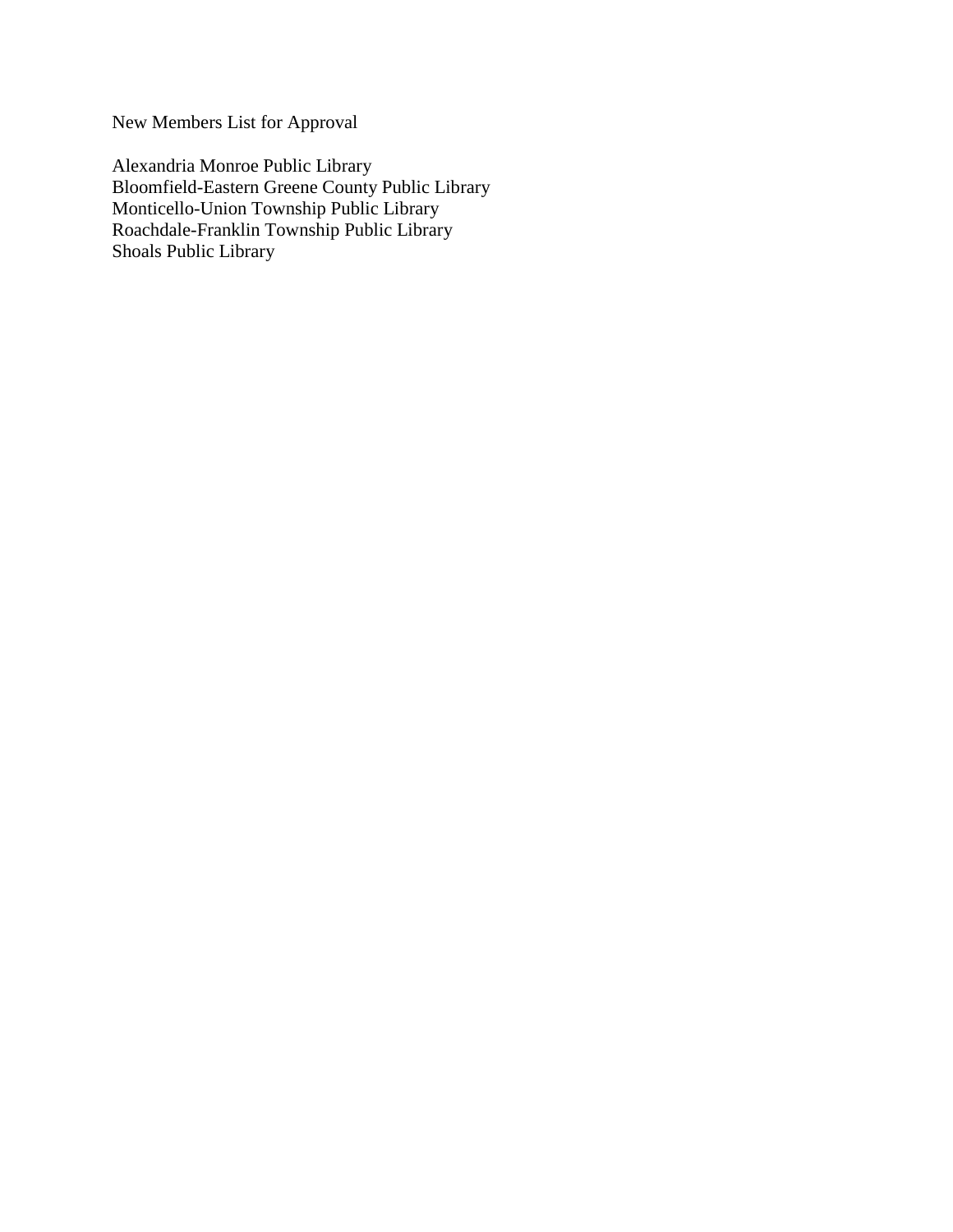New Members List for Approval

Alexandria Monroe Public Library
Bloomfield-Eastern Greene County Public Library
Monticello-Union Township Public Library
Roachdale-Franklin Township Public Library
Shoals Public Library